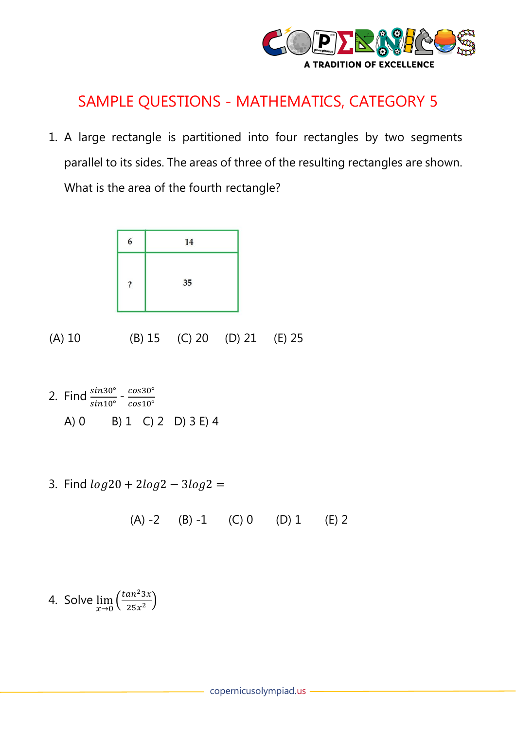A TRADITION OF EXCELLENCE

# SAMPLE QUESTIONS - MATHEMATICS, CATEGORY 5

1. A large rectangle is partitioned into four rectangles by two segments parallel to its sides. The areas of three of the resulting rectangles are shown. What is the area of the fourth rectangle?

| 6 | 14 |
|---|---|
| ? | 35 |

(A) 10 (B) 15 (C) 20 (D) 21 (E) 25

2. Find $\frac{sin30°}{sin10°}$ - $\frac{cos30°}{cos10°}$

   A) 0 B) 1 C) 2 D) 3 E) 4

3. Find $log20 + 2log2 - 3log2 =$

   (A) -2 (B) -1 (C) 0 (D) 1 (E) 2

4. Solve $\lim_{x \to 0} \left(\frac{tan^2 3x}{25x^2}\right)$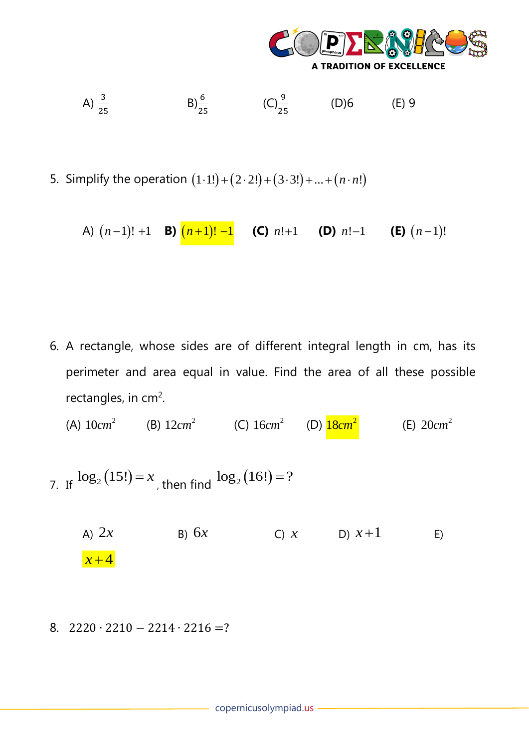A) $\frac{3}{25}$ B) $\frac{6}{25}$ (C) $\frac{9}{25}$ (D) 6 (E) 9

5. Simplify the operation $(1\cdot1!)+(2\cdot2!)+(3\cdot3!)+...+(n\cdot n!)$

   A) $(n-1)!+1$ **B)** $(n+1)!-1$ **(C)** $n!+1$ **(D)** $n!-1$ **(E)** $(n-1)!$

6. A rectangle, whose sides are of different integral length in cm, has its perimeter and area equal in value. Find the area of all these possible rectangles, in cm$^2$.

   (A) $10cm^2$ (B) $12cm^2$ (C) $16cm^2$ (D) $18cm^2$ (E) $20cm^2$

7. If $\log_2(15!)=x$, then find $\log_2(16!)=?$

   A) $2x$ B) $6x$ C) $x$ D) $x+1$ E) $x+4$

8. $2220\cdot2210-2214\cdot2216=?$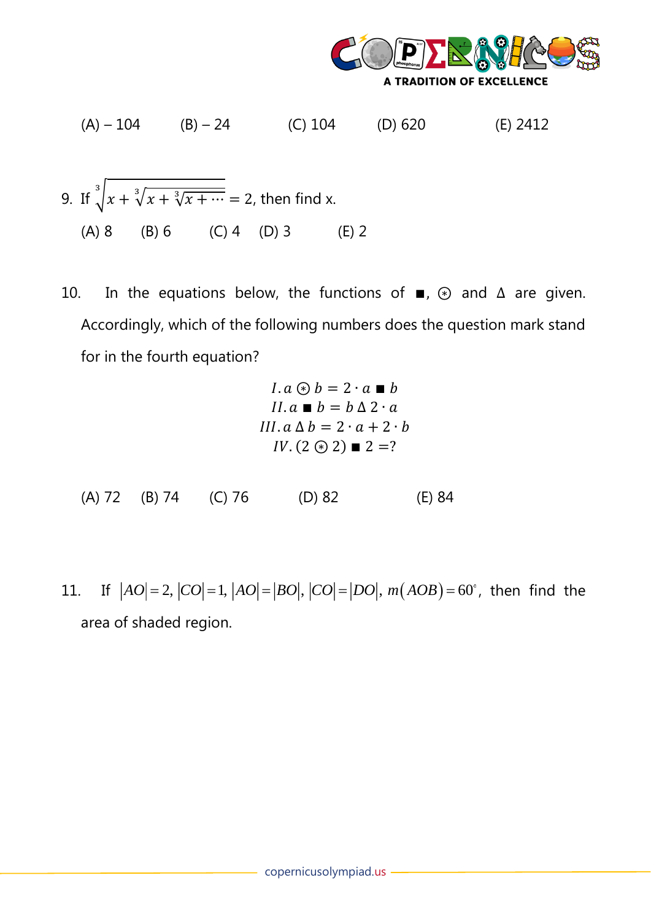(A) – 104  (B) – 24  (C) 104  (D) 620  (E) 2412

9. If $\sqrt[3]{x+\sqrt[3]{x+\sqrt[3]{x+\cdots}}} = 2$, then find x.

(A) 8  (B) 6  (C) 4  (D) 3  (E) 2

10. In the equations below, the functions of ■, ⊛ and Δ are given. Accordingly, which of the following numbers does the question mark stand for in the fourth equation?

$$I.\, a \circledast b = 2 \cdot a \blacksquare b$$
$$II.\, a \blacksquare b = b\, \Delta\, 2 \cdot a$$
$$III.\, a\, \Delta\, b = 2 \cdot a + 2 \cdot b$$
$$IV.\, (2 \circledast 2) \blacksquare 2 = ?$$

(A) 72  (B) 74  (C) 76  (D) 82  (E) 84

11. If $|AO| = 2$, $|CO| = 1$, $|AO| = |BO|$, $|CO| = |DO|$, $m(AOB) = 60^{\circ}$, then find the area of shaded region.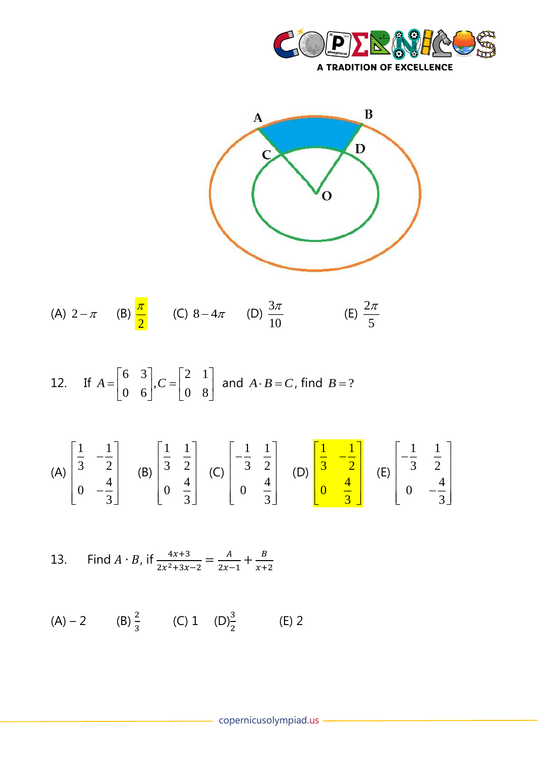A

B

C

D

O

(A) $2-\pi$ (B) $\frac{\pi}{2}$ (C) $8-4\pi$ (D) $\frac{3\pi}{10}$ (E) $\frac{2\pi}{5}$

12. If $A=\begin{bmatrix} 6 & 3 \\ 0 & 6 \end{bmatrix}, C=\begin{bmatrix} 2 & 1 \\ 0 & 8 \end{bmatrix}$ and $A \cdot B = C$, find $B = ?$

(A) $\begin{bmatrix} \frac{1}{3} & -\frac{1}{2} \\ 0 & -\frac{4}{3} \end{bmatrix}$ (B) $\begin{bmatrix} \frac{1}{3} & \frac{1}{2} \\ 0 & \frac{4}{3} \end{bmatrix}$ (C) $\begin{bmatrix} -\frac{1}{3} & \frac{1}{2} \\ 0 & \frac{4}{3} \end{bmatrix}$ (D) $\begin{bmatrix} \frac{1}{3} & -\frac{1}{2} \\ 0 & \frac{4}{3} \end{bmatrix}$ (E) $\begin{bmatrix} -\frac{1}{3} & \frac{1}{2} \\ 0 & -\frac{4}{3} \end{bmatrix}$

13. Find $A \cdot B$, if $\frac{4x+3}{2x^2+3x-2} = \frac{A}{2x-1} + \frac{B}{x+2}$

(A) – 2 (B) $\frac{2}{3}$ (C) 1 (D) $\frac{3}{2}$ (E) 2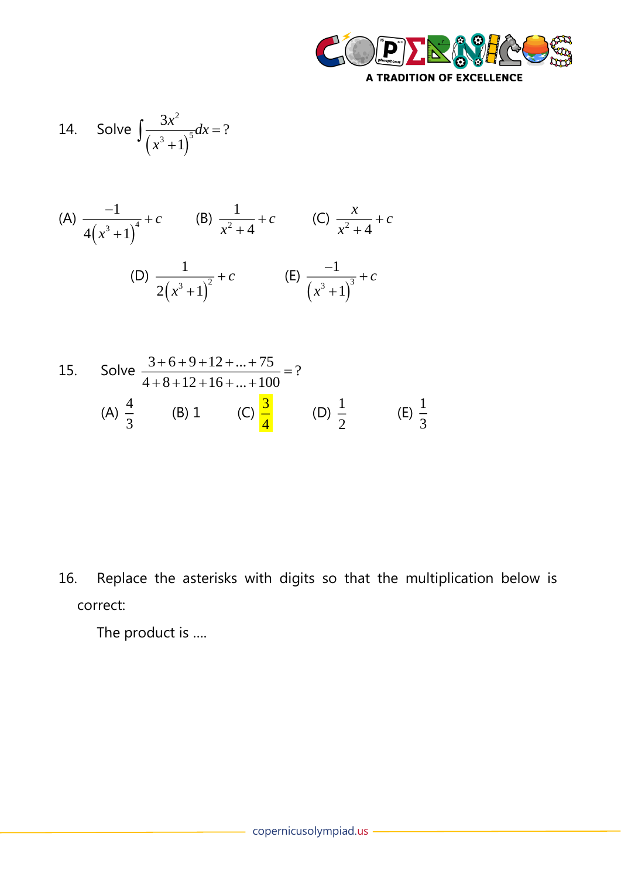14. Solve $\int \frac{3x^2}{\left(x^3+1\right)^5}dx = ?$

(A) $\frac{-1}{4\left(x^3+1\right)^4}+c$ (B) $\frac{1}{x^2+4}+c$ (C) $\frac{x}{x^2+4}+c$

(D) $\frac{1}{2\left(x^3+1\right)^2}+c$ (E) $\frac{-1}{\left(x^3+1\right)^3}+c$

15. Solve $\frac{3+6+9+12+...+75}{4+8+12+16+...+100} = ?$

(A) $\frac{4}{3}$ (B) 1 (C) $\frac{3}{4}$ (D) $\frac{1}{2}$ (E) $\frac{1}{3}$

16. Replace the asterisks with digits so that the multiplication below is correct:

The product is ....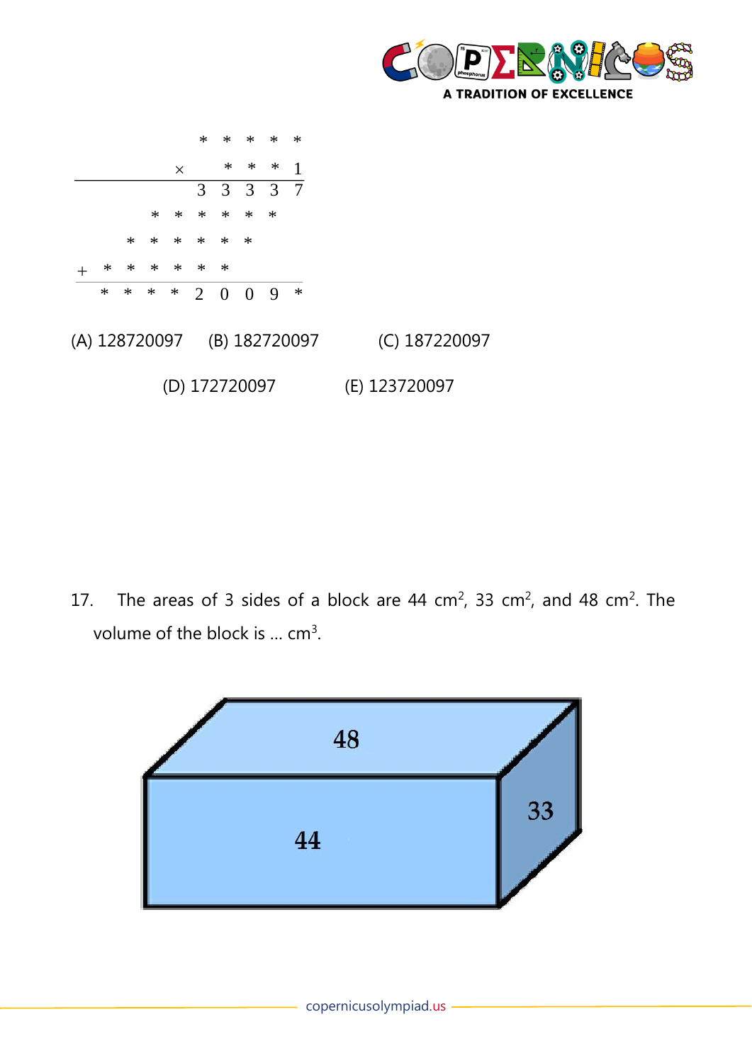```
              * * * * *
        ×       * * * 1
        ---------------
              3 3 3 3 7
          * * * * * *
        * * * * * *
  +   * * * * * *
  ---------------------
      * * * * 2 0 0 9 *
```

(A) 128720097 (B) 182720097 (C) 187220097

(D) 172720097 (E) 123720097

17. The areas of 3 sides of a block are 44 cm$^2$, 33 cm$^2$, and 48 cm$^2$. The volume of the block is … cm$^3$.

48

44

33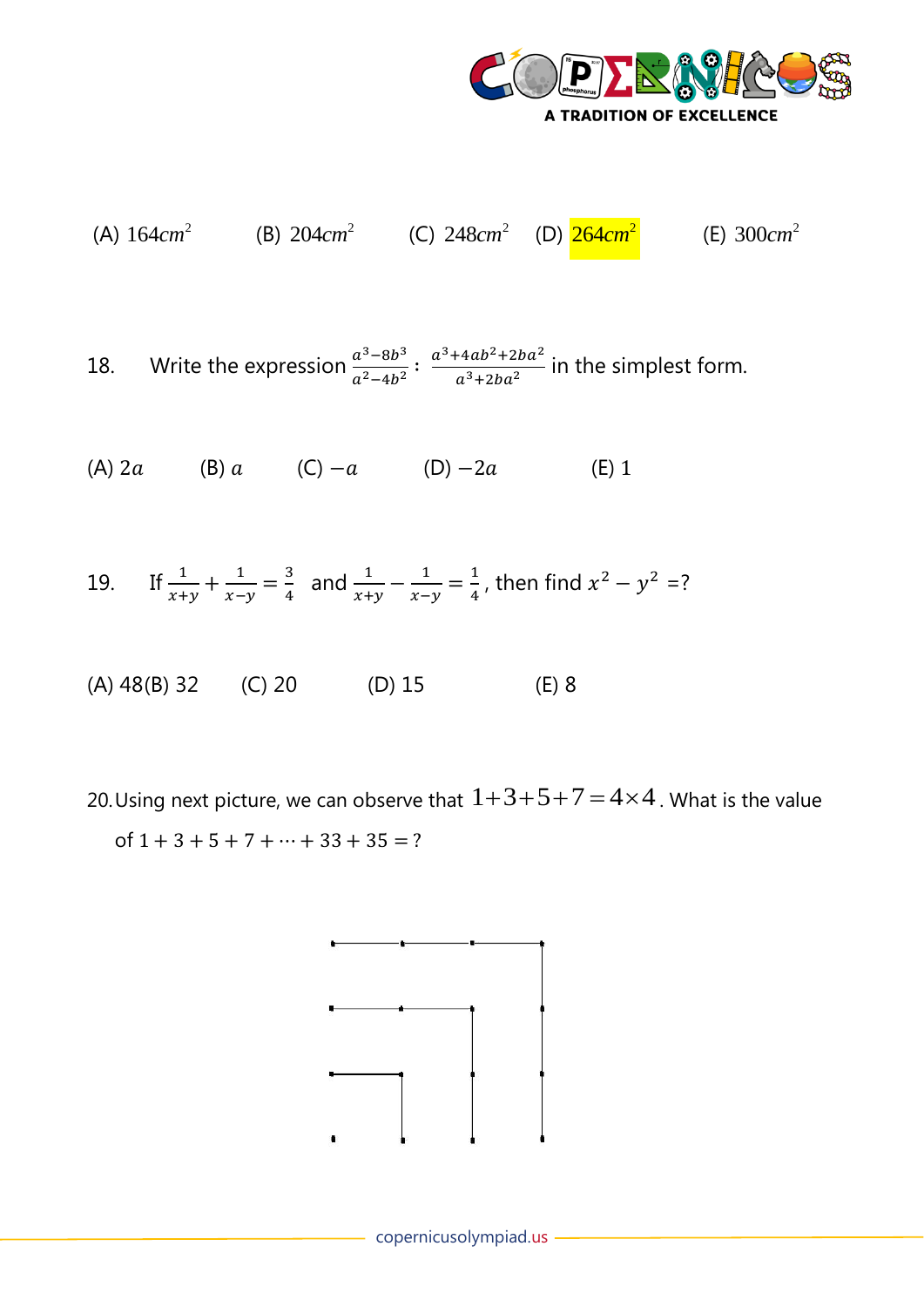(A) $164cm^2$ (B) $204cm^2$ (C) $248cm^2$ (D) $264cm^2$ (E) $300cm^2$

18. Write the expression $\frac{a^3-8b^3}{a^2-4b^2} : \frac{a^3+4ab^2+2ba^2}{a^3+2ba^2}$ in the simplest form.

(A) $2a$ (B) $a$ (C) $-a$ (D) $-2a$ (E) 1

19. If $\frac{1}{x+y} + \frac{1}{x-y} = \frac{3}{4}$ and $\frac{1}{x+y} - \frac{1}{x-y} = \frac{1}{4}$, then find $x^2 - y^2$ =?

(A) 48 (B) 32 (C) 20 (D) 15 (E) 8

20. Using next picture, we can observe that $1+3+5+7=4\times4$. What is the value of $1+3+5+7+\cdots+33+35=?$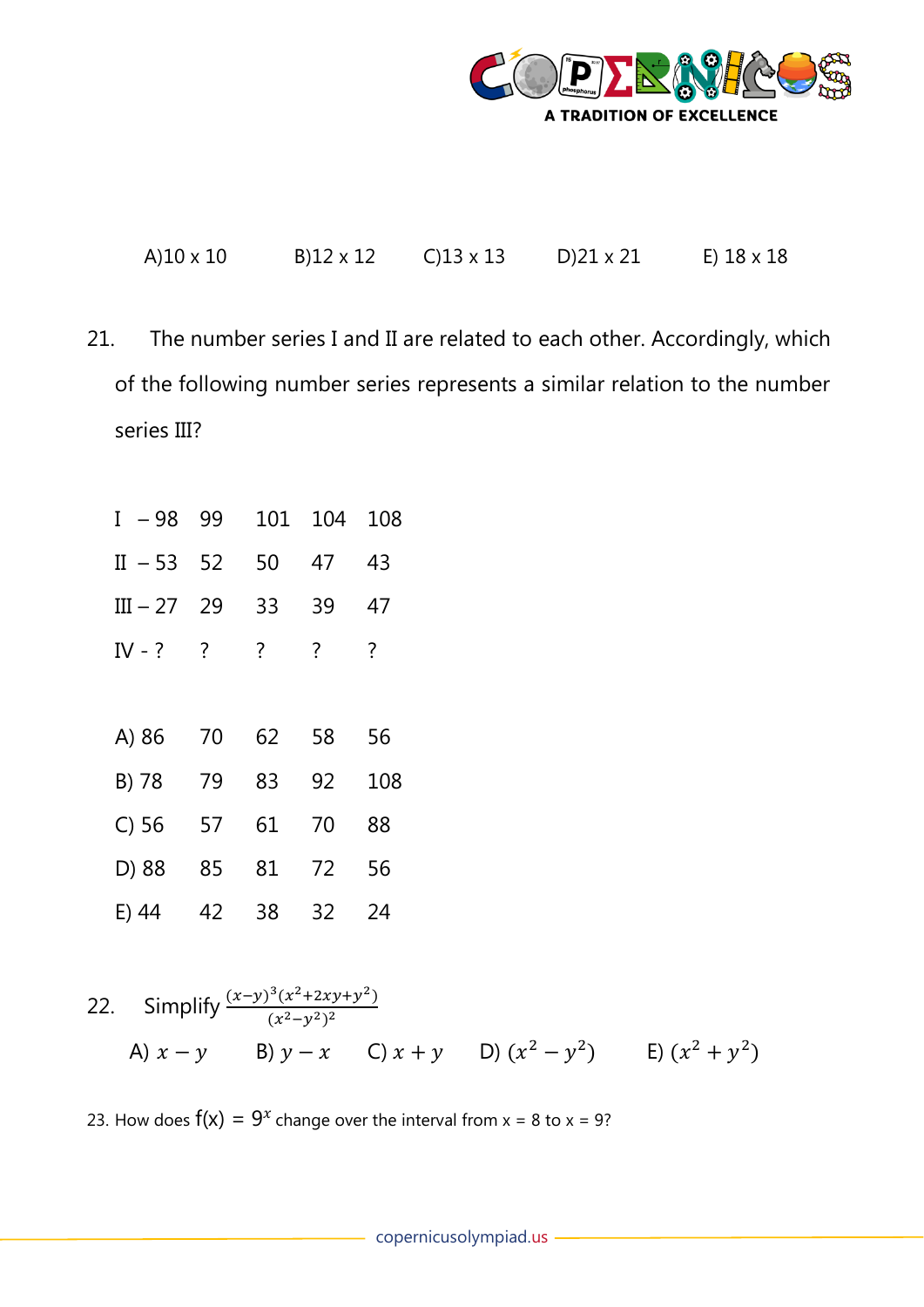A)10 x 10 B)12 x 12 C)13 x 13 D)21 x 21 E) 18 x 18

21. The number series I and II are related to each other. Accordingly, which of the following number series represents a similar relation to the number series III?

| | | | | |
|---|---|---|---|---|
| I – 98 | 99 | 101 | 104 | 108 |
| II – 53 | 52 | 50 | 47 | 43 |
| III – 27 | 29 | 33 | 39 | 47 |
| IV - ? | ? | ? | ? | ? |

| | | | | |
|---|---|---|---|---|
| A) 86 | 70 | 62 | 58 | 56 |
| B) 78 | 79 | 83 | 92 | 108 |
| C) 56 | 57 | 61 | 70 | 88 |
| D) 88 | 85 | 81 | 72 | 56 |
| E) 44 | 42 | 38 | 32 | 24 |

22. Simplify $\frac{(x-y)^3(x^2+2xy+y^2)}{(x^2-y^2)^2}$

A) $x - y$ B) $y - x$ C) $x + y$ D) $(x^2 - y^2)$ E) $(x^2 + y^2)$

23. How does $f(x) = 9^x$ change over the interval from x = 8 to x = 9?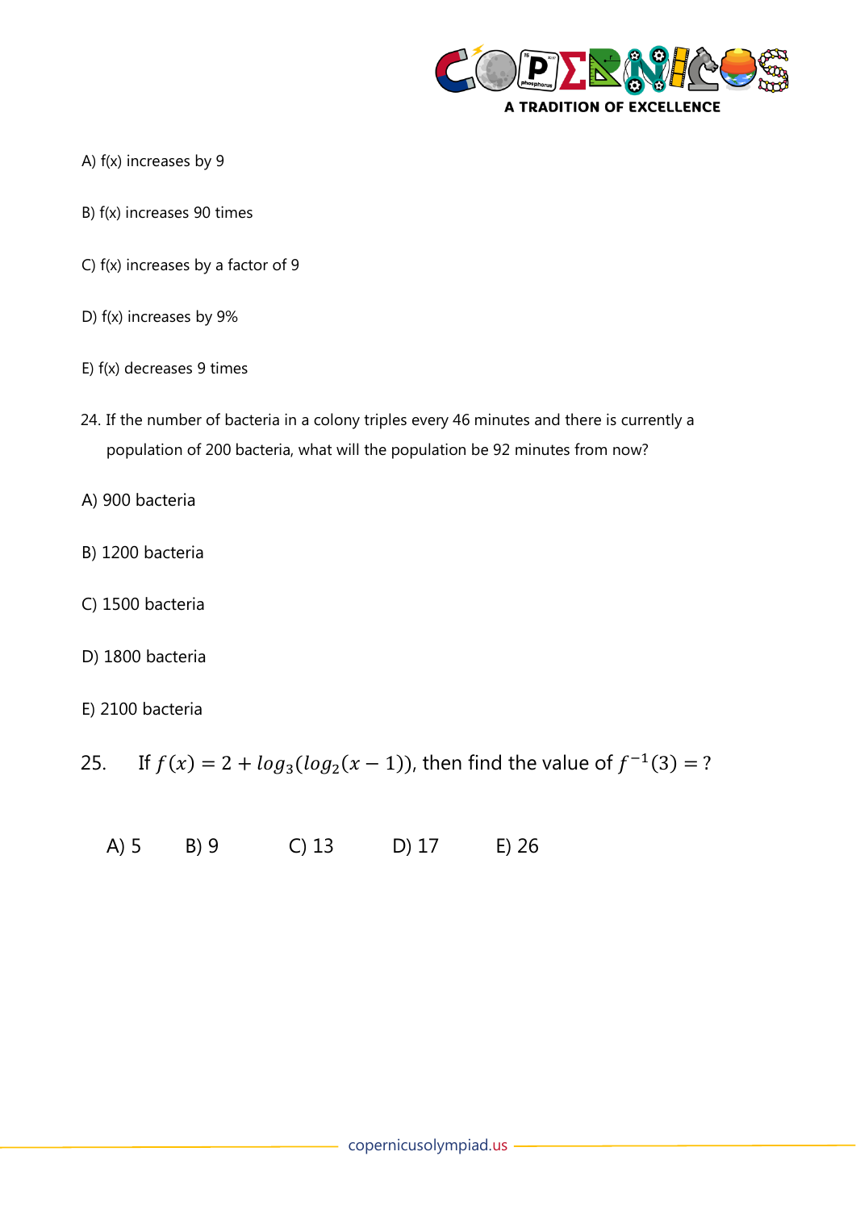A) f(x) increases by 9

B) f(x) increases 90 times

C) f(x) increases by a factor of 9

D) f(x) increases by 9%

E) f(x) decreases 9 times

24. If the number of bacteria in a colony triples every 46 minutes and there is currently a population of 200 bacteria, what will the population be 92 minutes from now?

A) 900 bacteria

B) 1200 bacteria

C) 1500 bacteria

D) 1800 bacteria

E) 2100 bacteria

25. If $f(x) = 2 + log_3(log_2(x-1))$, then find the value of $f^{-1}(3) = ?$

A) 5 B) 9 C) 13 D) 17 E) 26